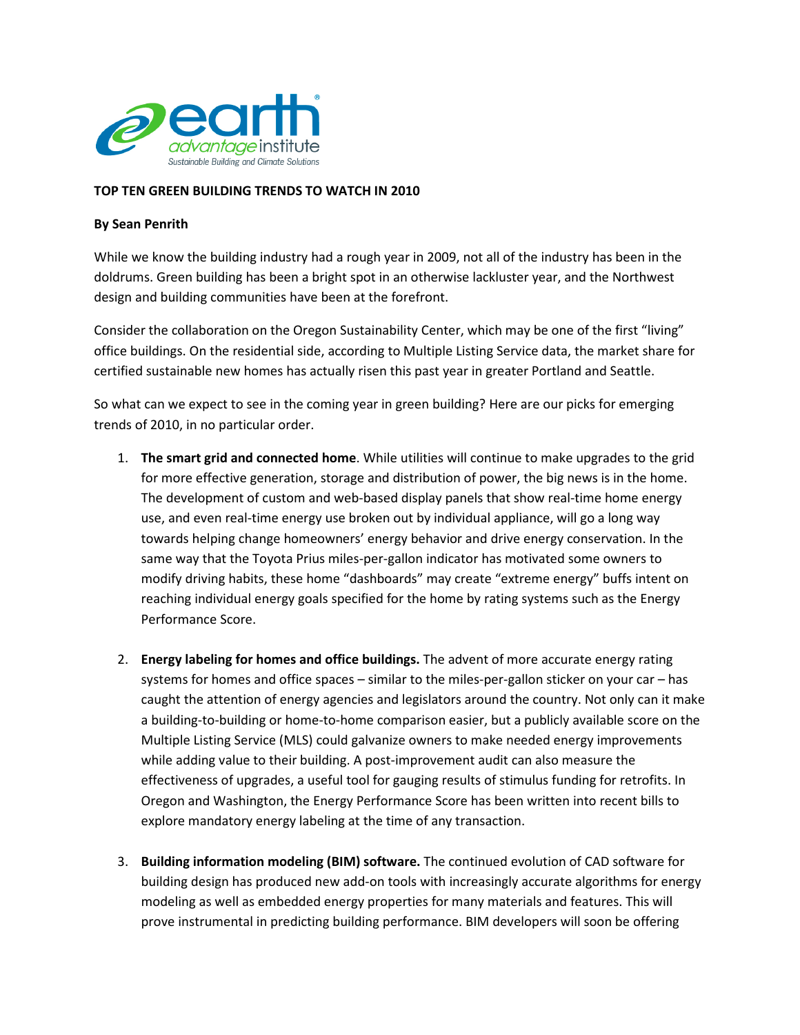**TOP TEN GREEN BUILDING TRENDS TO WATCH IN 2010**

**By Sean Penrith**

While we know the building industry had a rough year in 2009, not all of the industry has been in the doldrums. Green building has been a bright spot in an otherwise lackluster year, and the Northwest design and building communities have been at the forefront.

Consider the collaboration on the Oregon Sustainability Center, which may be one of the first "living" office buildings. On the residential side, according to Multiple Listing Service data, the market share for certified sustainable new homes has actually risen this past year in greater Portland and Seattle.

So what can we expect to see in the coming year in green building? Here are our picks for emerging trends of 2010, in no particular order.

1. **The smart grid and connected home**. While utilities will continue to make upgrades to the grid for more effective generation, storage and distribution of power, the big news is in the home. The development of custom and web-based display panels that show real-time home energy use, and even real-time energy use broken out by individual appliance, will go a long way towards helping change homeowners' energy behavior and drive energy conservation. In the same way that the Toyota Prius miles-per-gallon indicator has motivated some owners to modify driving habits, these home "dashboards" may create "extreme energy" buffs intent on reaching individual energy goals specified for the home by rating systems such as the Energy Performance Score.

2. **Energy labeling for homes and office buildings.** The advent of more accurate energy rating systems for homes and office spaces – similar to the miles-per-gallon sticker on your car – has caught the attention of energy agencies and legislators around the country. Not only can it make a building-to-building or home-to-home comparison easier, but a publicly available score on the Multiple Listing Service (MLS) could galvanize owners to make needed energy improvements while adding value to their building. A post-improvement audit can also measure the effectiveness of upgrades, a useful tool for gauging results of stimulus funding for retrofits. In Oregon and Washington, the Energy Performance Score has been written into recent bills to explore mandatory energy labeling at the time of any transaction.

3. **Building information modeling (BIM) software.** The continued evolution of CAD software for building design has produced new add-on tools with increasingly accurate algorithms for energy modeling as well as embedded energy properties for many materials and features. This will prove instrumental in predicting building performance. BIM developers will soon be offering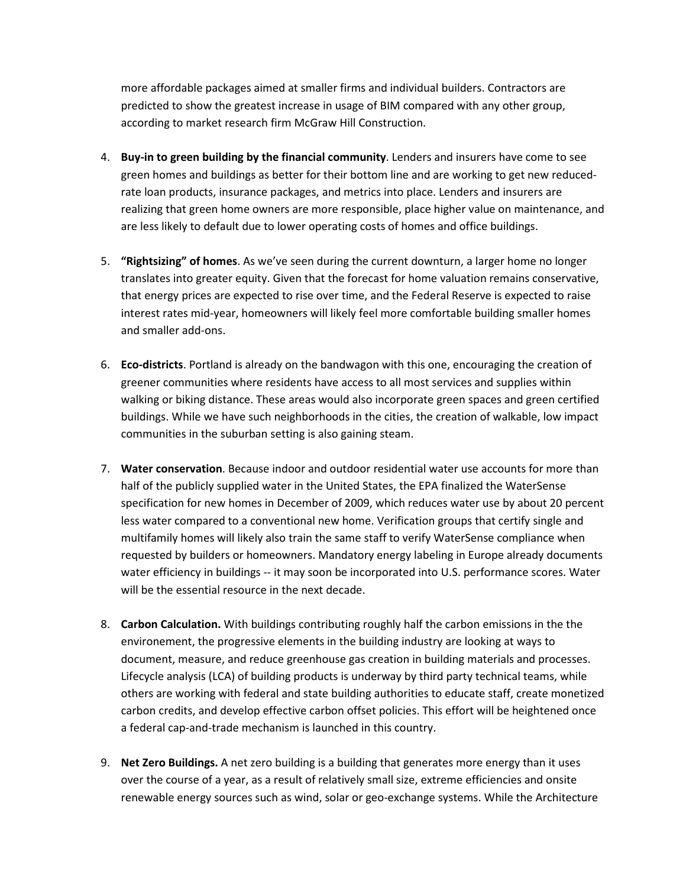more affordable packages aimed at smaller firms and individual builders. Contractors are predicted to show the greatest increase in usage of BIM compared with any other group, according to market research firm McGraw Hill Construction.

4. **Buy-in to green building by the financial community**. Lenders and insurers have come to see green homes and buildings as better for their bottom line and are working to get new reduced-rate loan products, insurance packages, and metrics into place. Lenders and insurers are realizing that green home owners are more responsible, place higher value on maintenance, and are less likely to default due to lower operating costs of homes and office buildings.

5. **"Rightsizing" of homes**. As we've seen during the current downturn, a larger home no longer translates into greater equity. Given that the forecast for home valuation remains conservative, that energy prices are expected to rise over time, and the Federal Reserve is expected to raise interest rates mid-year, homeowners will likely feel more comfortable building smaller homes and smaller add-ons.

6. **Eco-districts**. Portland is already on the bandwagon with this one, encouraging the creation of greener communities where residents have access to all most services and supplies within walking or biking distance. These areas would also incorporate green spaces and green certified buildings. While we have such neighborhoods in the cities, the creation of walkable, low impact communities in the suburban setting is also gaining steam.

7. **Water conservation**. Because indoor and outdoor residential water use accounts for more than half of the publicly supplied water in the United States, the EPA finalized the WaterSense specification for new homes in December of 2009, which reduces water use by about 20 percent less water compared to a conventional new home. Verification groups that certify single and multifamily homes will likely also train the same staff to verify WaterSense compliance when requested by builders or homeowners. Mandatory energy labeling in Europe already documents water efficiency in buildings -- it may soon be incorporated into U.S. performance scores. Water will be the essential resource in the next decade.

8. **Carbon Calculation.** With buildings contributing roughly half the carbon emissions in the the environement, the progressive elements in the building industry are looking at ways to document, measure, and reduce greenhouse gas creation in building materials and processes. Lifecycle analysis (LCA) of building products is underway by third party technical teams, while others are working with federal and state building authorities to educate staff, create monetized carbon credits, and develop effective carbon offset policies. This effort will be heightened once a federal cap-and-trade mechanism is launched in this country.

9. **Net Zero Buildings.** A net zero building is a building that generates more energy than it uses over the course of a year, as a result of relatively small size, extreme efficiencies and onsite renewable energy sources such as wind, solar or geo-exchange systems. While the Architecture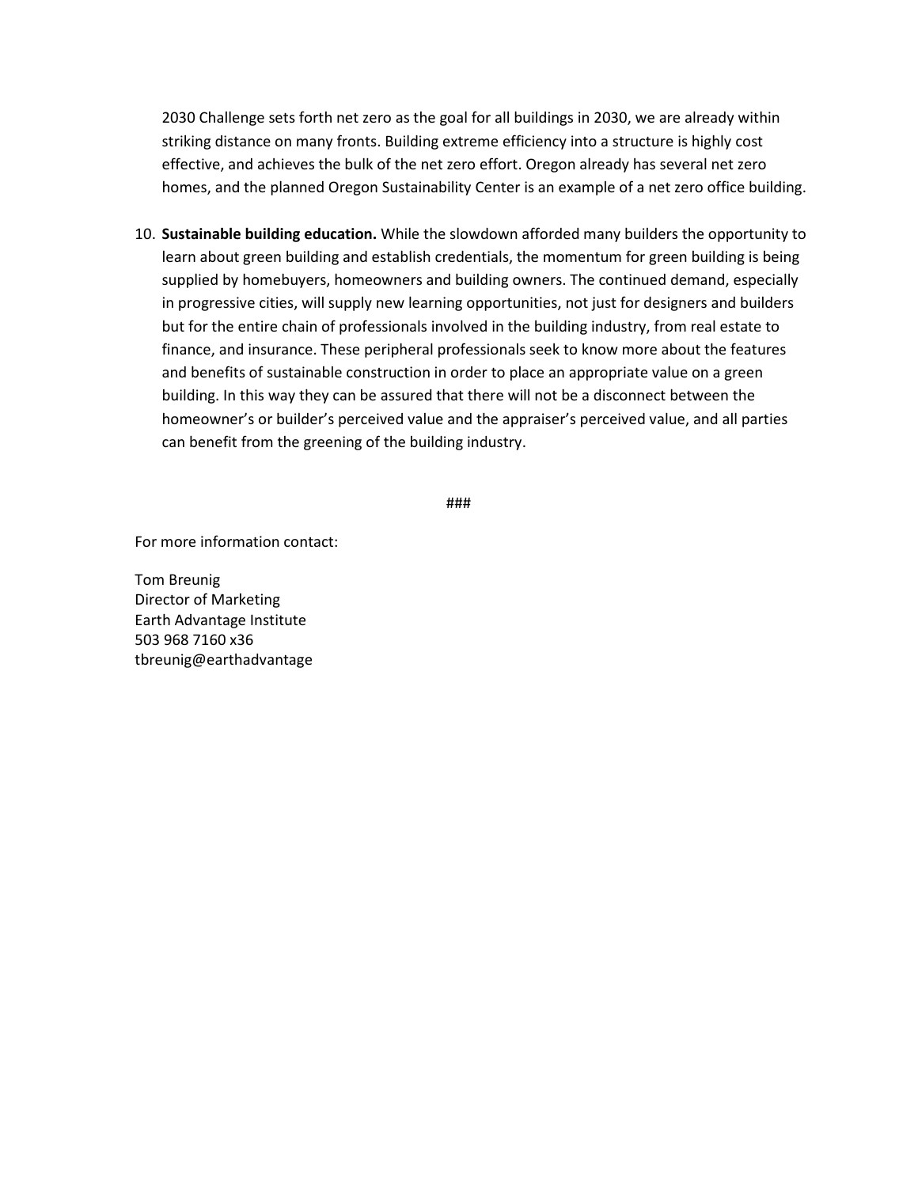2030 Challenge sets forth net zero as the goal for all buildings in 2030, we are already within striking distance on many fronts. Building extreme efficiency into a structure is highly cost effective, and achieves the bulk of the net zero effort. Oregon already has several net zero homes, and the planned Oregon Sustainability Center is an example of a net zero office building.

10. **Sustainable building education.** While the slowdown afforded many builders the opportunity to learn about green building and establish credentials, the momentum for green building is being supplied by homebuyers, homeowners and building owners. The continued demand, especially in progressive cities, will supply new learning opportunities, not just for designers and builders but for the entire chain of professionals involved in the building industry, from real estate to finance, and insurance. These peripheral professionals seek to know more about the features and benefits of sustainable construction in order to place an appropriate value on a green building. In this way they can be assured that there will not be a disconnect between the homeowner's or builder's perceived value and the appraiser's perceived value, and all parties can benefit from the greening of the building industry.

###

For more information contact:

Tom Breunig
Director of Marketing
Earth Advantage Institute
503 968 7160 x36
tbreunig@earthadvantage